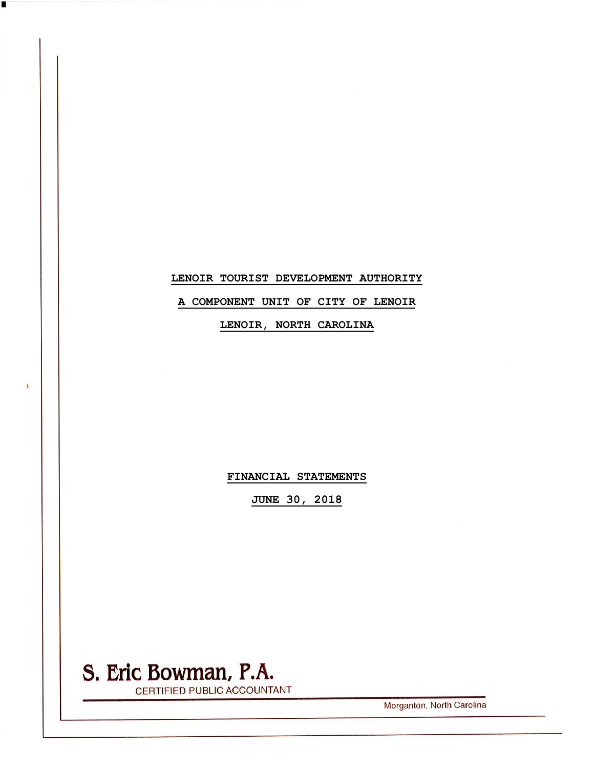# LENOIR TOURIST DEVELOPMENT AUTHORITY

## A COMPONENT UNIT OF CITY OF LENOIR

## LENOIR, NORTH CAROLINA

## FINANCIAL STATEMENTS

## JUNE 30, 2018

**S. Eric Bowman, P.A.**
CERTIFIED PUBLIC ACCOUNTANT

Morganton, North Carolina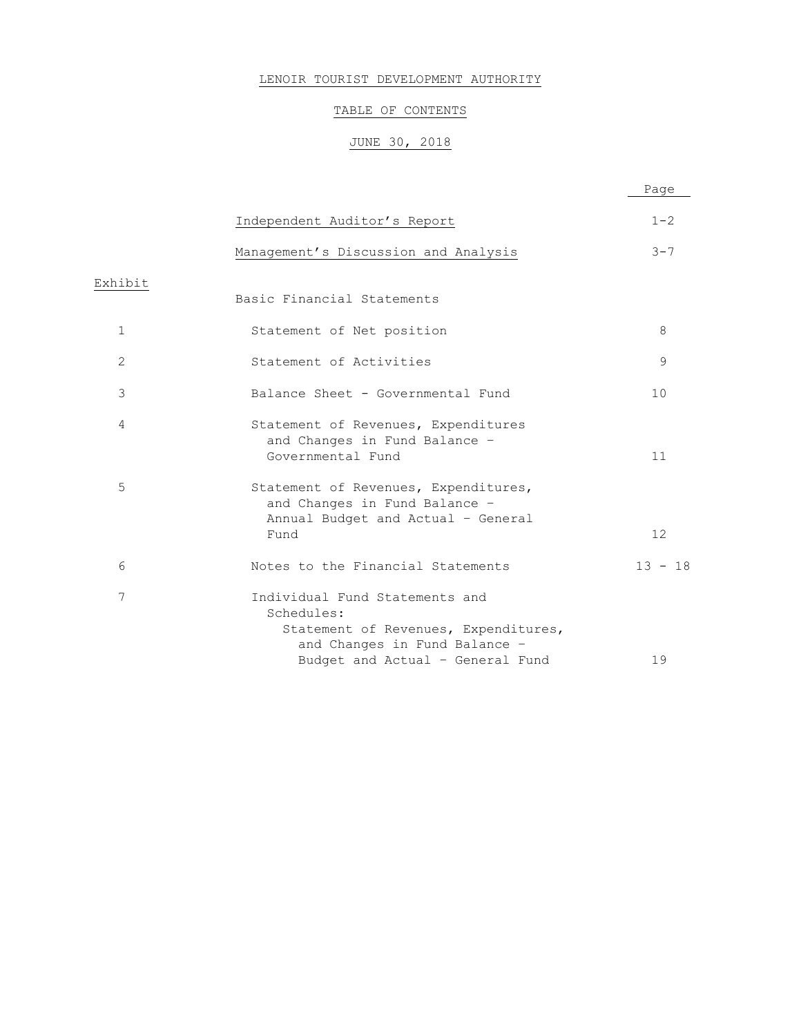# LENOIR TOURIST DEVELOPMENT AUTHORITY

## TABLE OF CONTENTS

## JUNE 30, 2018

| Exhibit | | Page |
|---|---|---|
| | Independent Auditor's Report | 1-2 |
| | Management's Discussion and Analysis | 3-7 |
| | Basic Financial Statements | |
| 1 | Statement of Net position | 8 |
| 2 | Statement of Activities | 9 |
| 3 | Balance Sheet - Governmental Fund | 10 |
| 4 | Statement of Revenues, Expenditures and Changes in Fund Balance – Governmental Fund | 11 |
| 5 | Statement of Revenues, Expenditures, and Changes in Fund Balance – Annual Budget and Actual – General Fund | 12 |
| 6 | Notes to the Financial Statements | 13 - 18 |
| 7 | Individual Fund Statements and Schedules: Statement of Revenues, Expenditures, and Changes in Fund Balance – Budget and Actual – General Fund | 19 |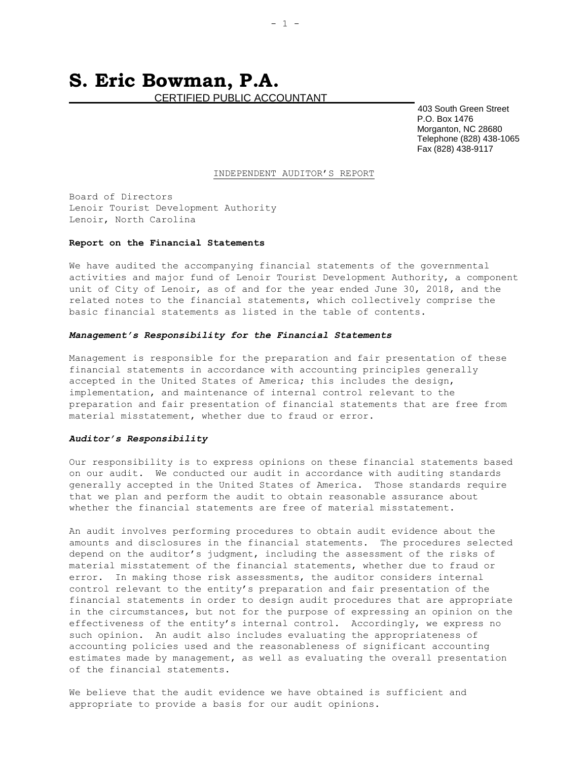# S. Eric Bowman, P.A.

CERTIFIED PUBLIC ACCOUNTANT

403 South Green Street
P.O. Box 1476
Morganton, NC 28680
Telephone (828) 438-1065
Fax (828) 438-9117

INDEPENDENT AUDITOR'S REPORT

Board of Directors
Lenoir Tourist Development Authority
Lenoir, North Carolina

**Report on the Financial Statements**

We have audited the accompanying financial statements of the governmental activities and major fund of Lenoir Tourist Development Authority, a component unit of City of Lenoir, as of and for the year ended June 30, 2018, and the related notes to the financial statements, which collectively comprise the basic financial statements as listed in the table of contents.

***Management's Responsibility for the Financial Statements***

Management is responsible for the preparation and fair presentation of these financial statements in accordance with accounting principles generally accepted in the United States of America; this includes the design, implementation, and maintenance of internal control relevant to the preparation and fair presentation of financial statements that are free from material misstatement, whether due to fraud or error.

***Auditor's Responsibility***

Our responsibility is to express opinions on these financial statements based on our audit. We conducted our audit in accordance with auditing standards generally accepted in the United States of America. Those standards require that we plan and perform the audit to obtain reasonable assurance about whether the financial statements are free of material misstatement.

An audit involves performing procedures to obtain audit evidence about the amounts and disclosures in the financial statements. The procedures selected depend on the auditor's judgment, including the assessment of the risks of material misstatement of the financial statements, whether due to fraud or error. In making those risk assessments, the auditor considers internal control relevant to the entity's preparation and fair presentation of the financial statements in order to design audit procedures that are appropriate in the circumstances, but not for the purpose of expressing an opinion on the effectiveness of the entity's internal control. Accordingly, we express no such opinion. An audit also includes evaluating the appropriateness of accounting policies used and the reasonableness of significant accounting estimates made by management, as well as evaluating the overall presentation of the financial statements.

We believe that the audit evidence we have obtained is sufficient and appropriate to provide a basis for our audit opinions.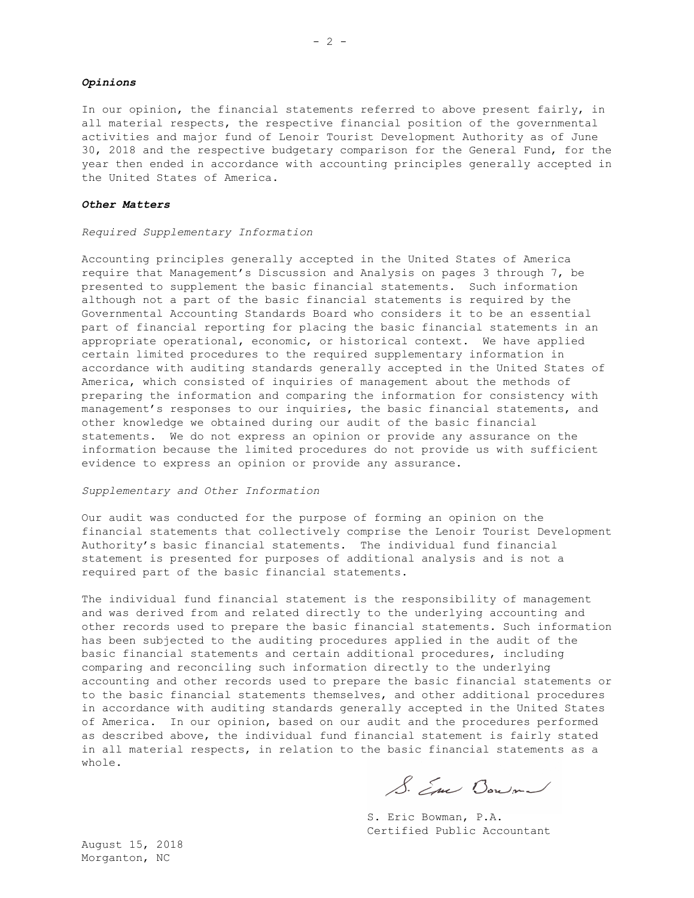***Opinions***

In our opinion, the financial statements referred to above present fairly, in all material respects, the respective financial position of the governmental activities and major fund of Lenoir Tourist Development Authority as of June 30, 2018 and the respective budgetary comparison for the General Fund, for the year then ended in accordance with accounting principles generally accepted in the United States of America.

***Other Matters***

*Required Supplementary Information*

Accounting principles generally accepted in the United States of America require that Management's Discussion and Analysis on pages 3 through 7, be presented to supplement the basic financial statements. Such information although not a part of the basic financial statements is required by the Governmental Accounting Standards Board who considers it to be an essential part of financial reporting for placing the basic financial statements in an appropriate operational, economic, or historical context. We have applied certain limited procedures to the required supplementary information in accordance with auditing standards generally accepted in the United States of America, which consisted of inquiries of management about the methods of preparing the information and comparing the information for consistency with management's responses to our inquiries, the basic financial statements, and other knowledge we obtained during our audit of the basic financial statements. We do not express an opinion or provide any assurance on the information because the limited procedures do not provide us with sufficient evidence to express an opinion or provide any assurance.

*Supplementary and Other Information*

Our audit was conducted for the purpose of forming an opinion on the financial statements that collectively comprise the Lenoir Tourist Development Authority's basic financial statements. The individual fund financial statement is presented for purposes of additional analysis and is not a required part of the basic financial statements.

The individual fund financial statement is the responsibility of management and was derived from and related directly to the underlying accounting and other records used to prepare the basic financial statements. Such information has been subjected to the auditing procedures applied in the audit of the basic financial statements and certain additional procedures, including comparing and reconciling such information directly to the underlying accounting and other records used to prepare the basic financial statements or to the basic financial statements themselves, and other additional procedures in accordance with auditing standards generally accepted in the United States of America. In our opinion, based on our audit and the procedures performed as described above, the individual fund financial statement is fairly stated in all material respects, in relation to the basic financial statements as a whole.

S. Eric Bowman

S. Eric Bowman, P.A.
Certified Public Accountant

August 15, 2018
Morganton, NC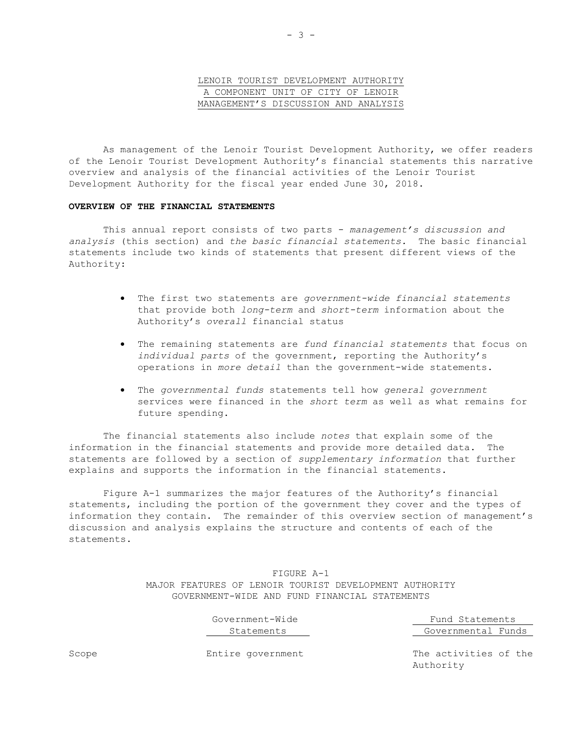LENOIR TOURIST DEVELOPMENT AUTHORITY
A COMPONENT UNIT OF CITY OF LENOIR
MANAGEMENT'S DISCUSSION AND ANALYSIS

As management of the Lenoir Tourist Development Authority, we offer readers of the Lenoir Tourist Development Authority's financial statements this narrative overview and analysis of the financial activities of the Lenoir Tourist Development Authority for the fiscal year ended June 30, 2018.

**OVERVIEW OF THE FINANCIAL STATEMENTS**

This annual report consists of two parts - *management's discussion and analysis* (this section) and *the basic financial statements.* The basic financial statements include two kinds of statements that present different views of the Authority:

- The first two statements are *government-wide financial statements* that provide both *long-term* and *short-term* information about the Authority's *overall* financial status
- The remaining statements are *fund financial statements* that focus on *individual parts* of the government, reporting the Authority's operations in *more detail* than the government-wide statements.
- The *governmental funds* statements tell how *general government* services were financed in the *short term* as well as what remains for future spending.

The financial statements also include *notes* that explain some of the information in the financial statements and provide more detailed data. The statements are followed by a section of *supplementary information* that further explains and supports the information in the financial statements.

Figure A-1 summarizes the major features of the Authority's financial statements, including the portion of the government they cover and the types of information they contain. The remainder of this overview section of management's discussion and analysis explains the structure and contents of each of the statements.

FIGURE A-1
MAJOR FEATURES OF LENOIR TOURIST DEVELOPMENT AUTHORITY
GOVERNMENT-WIDE AND FUND FINANCIAL STATEMENTS

| | Government-Wide Statements | Fund Statements Governmental Funds |
|---|---|---|
| Scope | Entire government | The activities of the Authority |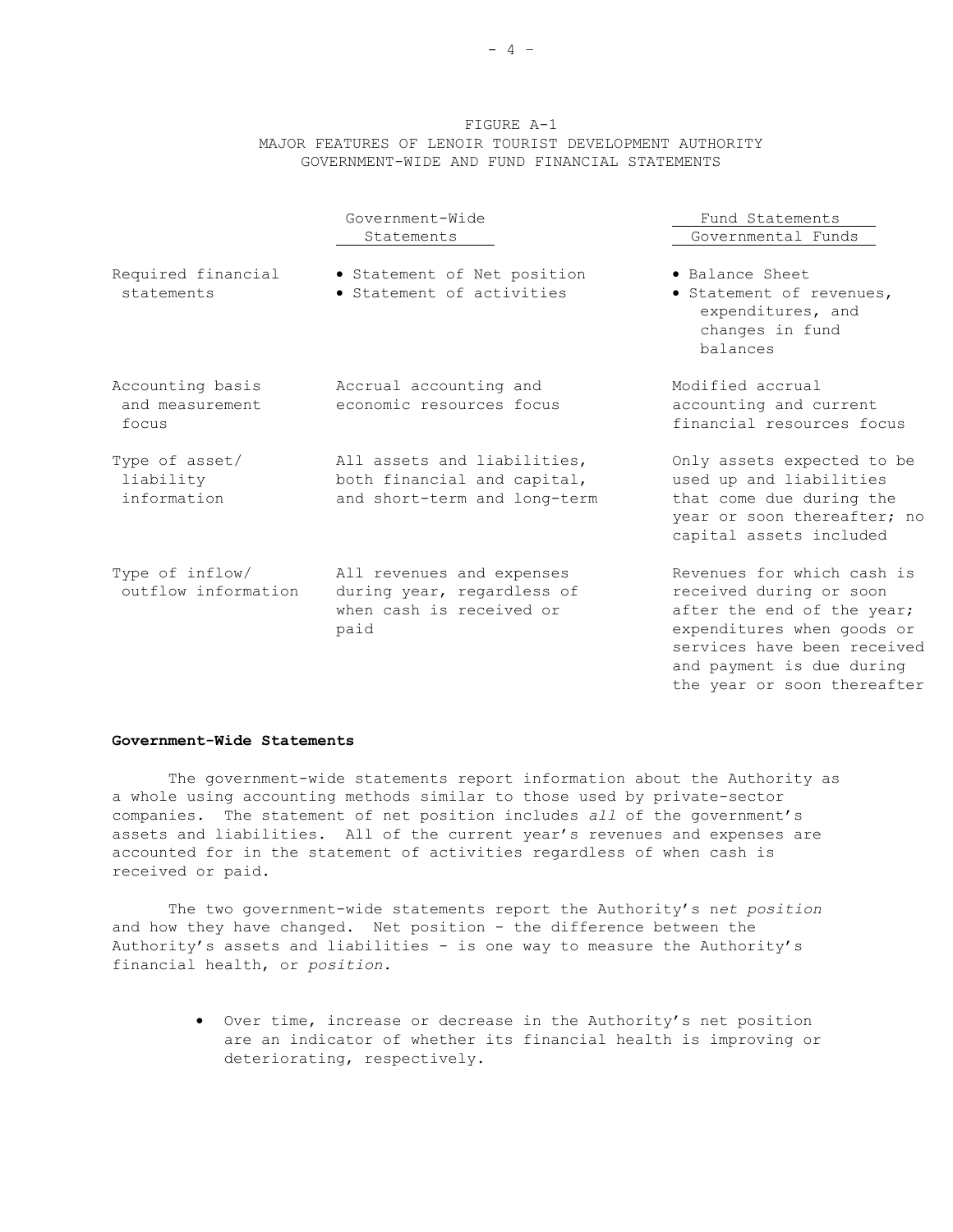FIGURE A-1
MAJOR FEATURES OF LENOIR TOURIST DEVELOPMENT AUTHORITY
GOVERNMENT-WIDE AND FUND FINANCIAL STATEMENTS

| | Government-Wide Statements | Fund Statements Governmental Funds |
|---|---|---|
| Required financial statements | • Statement of Net position<br>• Statement of activities | • Balance Sheet<br>• Statement of revenues, expenditures, and changes in fund balances |
| Accounting basis and measurement focus | Accrual accounting and economic resources focus | Modified accrual accounting and current financial resources focus |
| Type of asset/ liability information | All assets and liabilities, both financial and capital, and short-term and long-term | Only assets expected to be used up and liabilities that come due during the year or soon thereafter; no capital assets included |
| Type of inflow/ outflow information | All revenues and expenses during year, regardless of when cash is received or paid | Revenues for which cash is received during or soon after the end of the year; expenditures when goods or services have been received and payment is due during the year or soon thereafter |

**Government-Wide Statements**

The government-wide statements report information about the Authority as a whole using accounting methods similar to those used by private-sector companies. The statement of net position includes *all* of the government's assets and liabilities. All of the current year's revenues and expenses are accounted for in the statement of activities regardless of when cash is received or paid.

The two government-wide statements report the Authority's n*et position* and how they have changed. Net position - the difference between the Authority's assets and liabilities - is one way to measure the Authority's financial health, or *position*.

- Over time, increase or decrease in the Authority's net position are an indicator of whether its financial health is improving or deteriorating, respectively.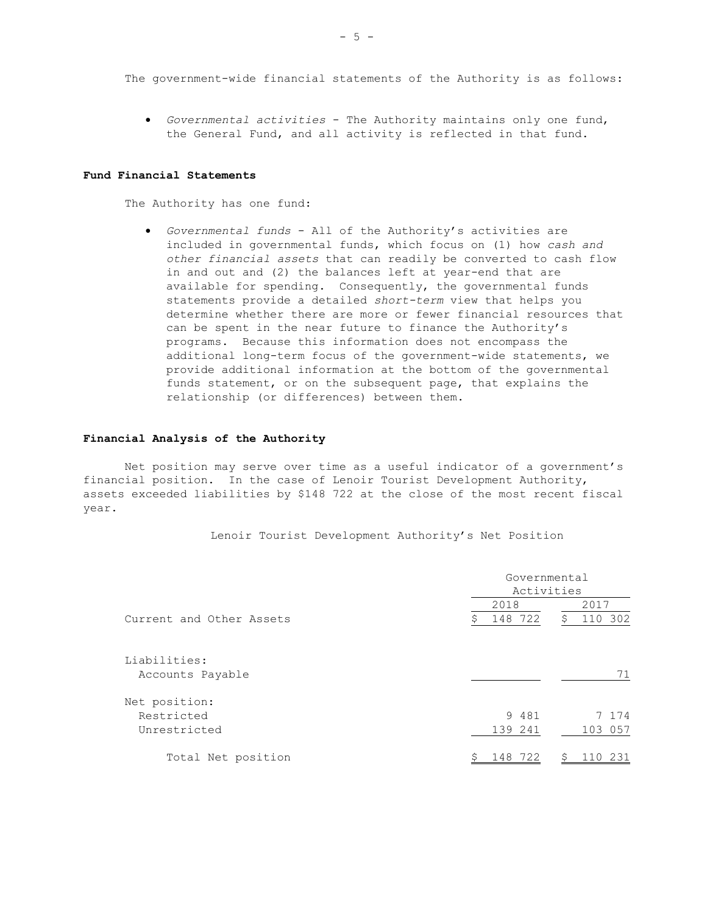The government-wide financial statements of the Authority is as follows:

- *Governmental activities* - The Authority maintains only one fund, the General Fund, and all activity is reflected in that fund.

**Fund Financial Statements**

The Authority has one fund:

- *Governmental funds* - All of the Authority's activities are included in governmental funds, which focus on (1) how *cash and other financial assets* that can readily be converted to cash flow in and out and (2) the balances left at year-end that are available for spending. Consequently, the governmental funds statements provide a detailed *short-term* view that helps you determine whether there are more or fewer financial resources that can be spent in the near future to finance the Authority's programs. Because this information does not encompass the additional long-term focus of the government-wide statements, we provide additional information at the bottom of the governmental funds statement, or on the subsequent page, that explains the relationship (or differences) between them.

**Financial Analysis of the Authority**

Net position may serve over time as a useful indicator of a government's financial position. In the case of Lenoir Tourist Development Authority, assets exceeded liabilities by $148 722 at the close of the most recent fiscal year.

Lenoir Tourist Development Authority's Net Position

| | Governmental Activities | |
|---|---|---|
| | 2018 | 2017 |
| Current and Other Assets | $ 148 722 | $ 110 302 |
| Liabilities: | | |
| Accounts Payable | | 71 |
| Net position: | | |
| Restricted | 9 481 | 7 174 |
| Unrestricted | 139 241 | 103 057 |
| Total Net position | $ 148 722 | $ 110 231 |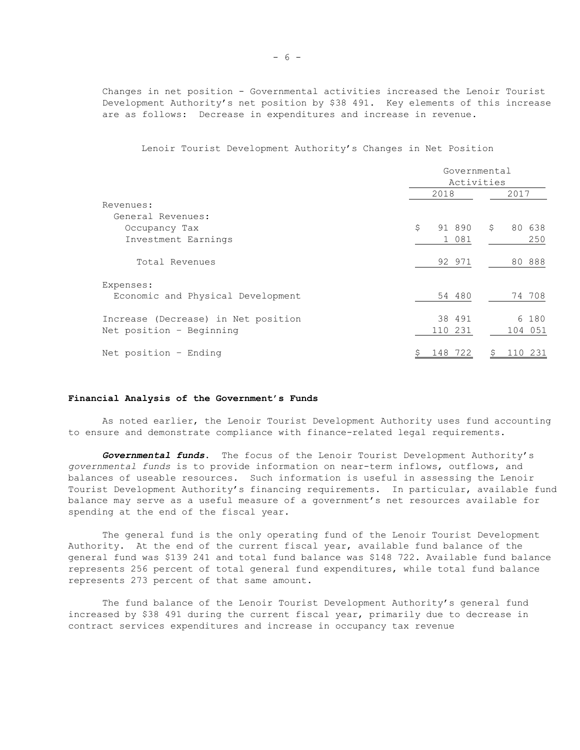Changes in net position - Governmental activities increased the Lenoir Tourist Development Authority's net position by $38 491. Key elements of this increase are as follows: Decrease in expenditures and increase in revenue.

Lenoir Tourist Development Authority's Changes in Net Position

| | Governmental Activities | |
|---|---|---|
| | 2018 | 2017 |
| Revenues: | | |
| General Revenues: | | |
| Occupancy Tax | $ 91 890 | $ 80 638 |
| Investment Earnings | 1 081 | 250 |
| Total Revenues | 92 971 | 80 888 |
| Expenses: | | |
| Economic and Physical Development | 54 480 | 74 708 |
| Increase (Decrease) in Net position | 38 491 | 6 180 |
| Net position – Beginning | 110 231 | 104 051 |
| Net position – Ending | $ 148 722 | $ 110 231 |

### Financial Analysis of the Government's Funds

As noted earlier, the Lenoir Tourist Development Authority uses fund accounting to ensure and demonstrate compliance with finance-related legal requirements.

***Governmental funds***. The focus of the Lenoir Tourist Development Authority's *governmental funds* is to provide information on near-term inflows, outflows, and balances of useable resources. Such information is useful in assessing the Lenoir Tourist Development Authority's financing requirements. In particular, available fund balance may serve as a useful measure of a government's net resources available for spending at the end of the fiscal year.

The general fund is the only operating fund of the Lenoir Tourist Development Authority. At the end of the current fiscal year, available fund balance of the general fund was $139 241 and total fund balance was $148 722. Available fund balance represents 256 percent of total general fund expenditures, while total fund balance represents 273 percent of that same amount.

The fund balance of the Lenoir Tourist Development Authority's general fund increased by $38 491 during the current fiscal year, primarily due to decrease in contract services expenditures and increase in occupancy tax revenue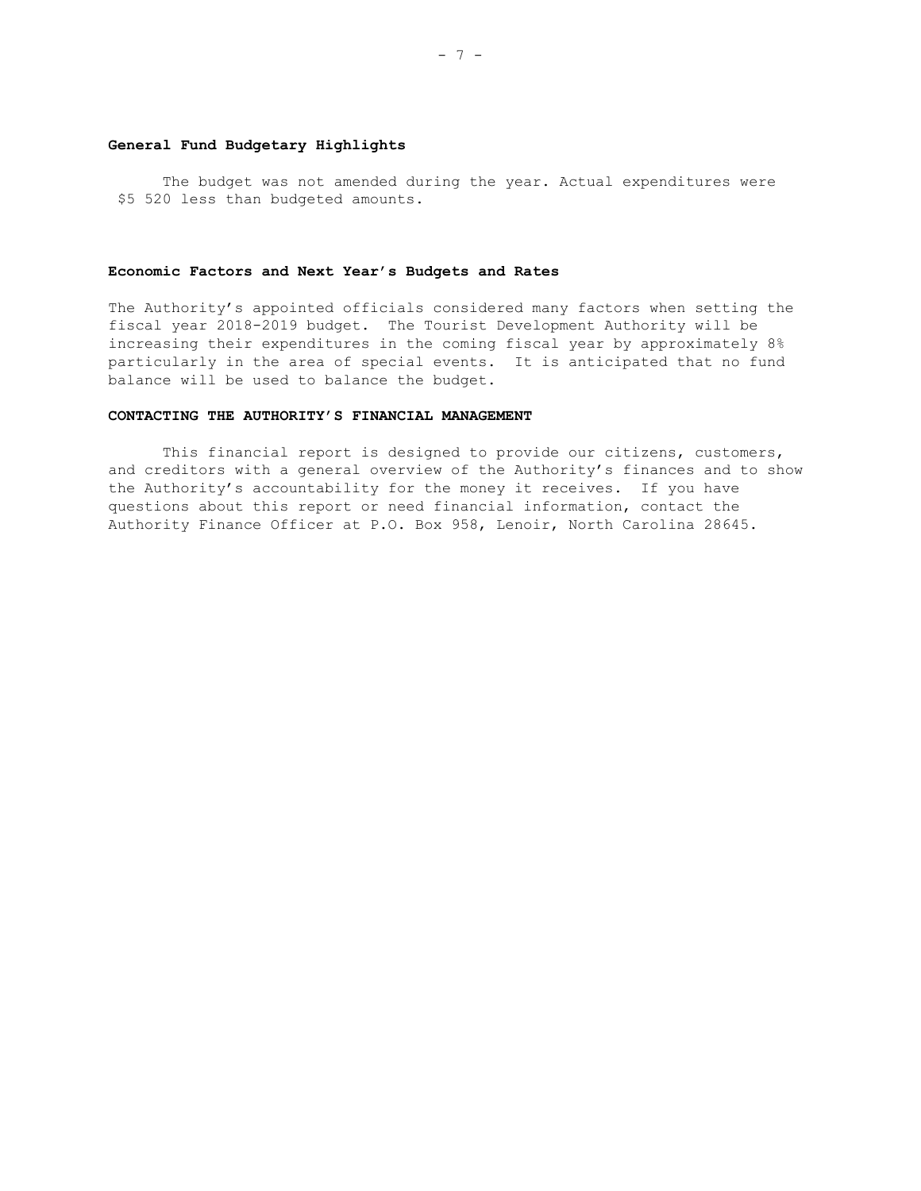### General Fund Budgetary Highlights

The budget was not amended during the year. Actual expenditures were $5 520 less than budgeted amounts.

### Economic Factors and Next Year's Budgets and Rates

The Authority's appointed officials considered many factors when setting the fiscal year 2018-2019 budget. The Tourist Development Authority will be increasing their expenditures in the coming fiscal year by approximately 8% particularly in the area of special events. It is anticipated that no fund balance will be used to balance the budget.

### CONTACTING THE AUTHORITY'S FINANCIAL MANAGEMENT

This financial report is designed to provide our citizens, customers, and creditors with a general overview of the Authority's finances and to show the Authority's accountability for the money it receives. If you have questions about this report or need financial information, contact the Authority Finance Officer at P.O. Box 958, Lenoir, North Carolina 28645.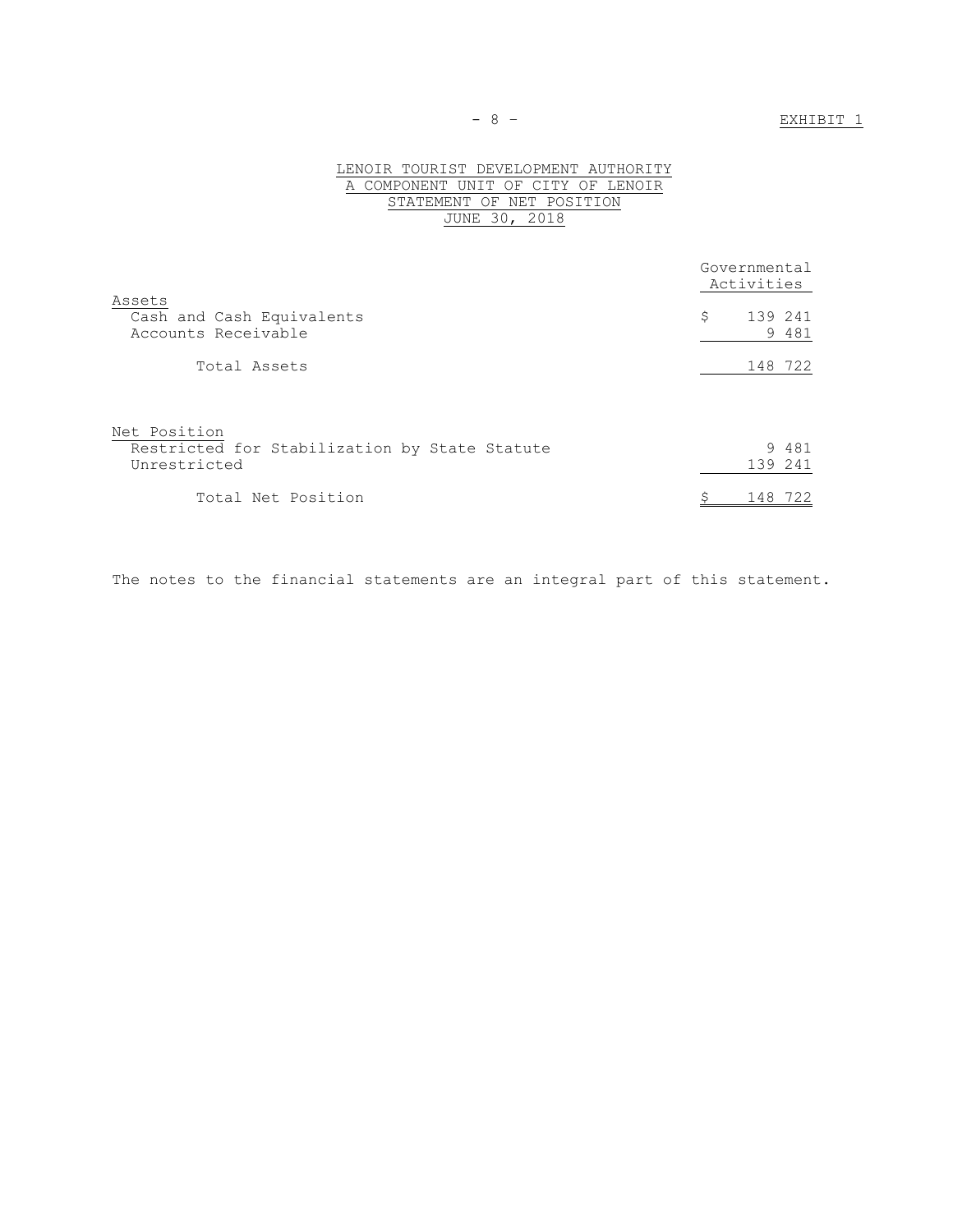EXHIBIT 1

# LENOIR TOURIST DEVELOPMENT AUTHORITY
## A COMPONENT UNIT OF CITY OF LENOIR
## STATEMENT OF NET POSITION
## JUNE 30, 2018

| | Governmental Activities |
|---|---|
| **Assets** | |
| Cash and Cash Equivalents | $ 139 241 |
| Accounts Receivable | 9 481 |
| Total Assets | 148 722 |
| | |
| **Net Position** | |
| Restricted for Stabilization by State Statute | 9 481 |
| Unrestricted | 139 241 |
| Total Net Position | $ 148 722 |

The notes to the financial statements are an integral part of this statement.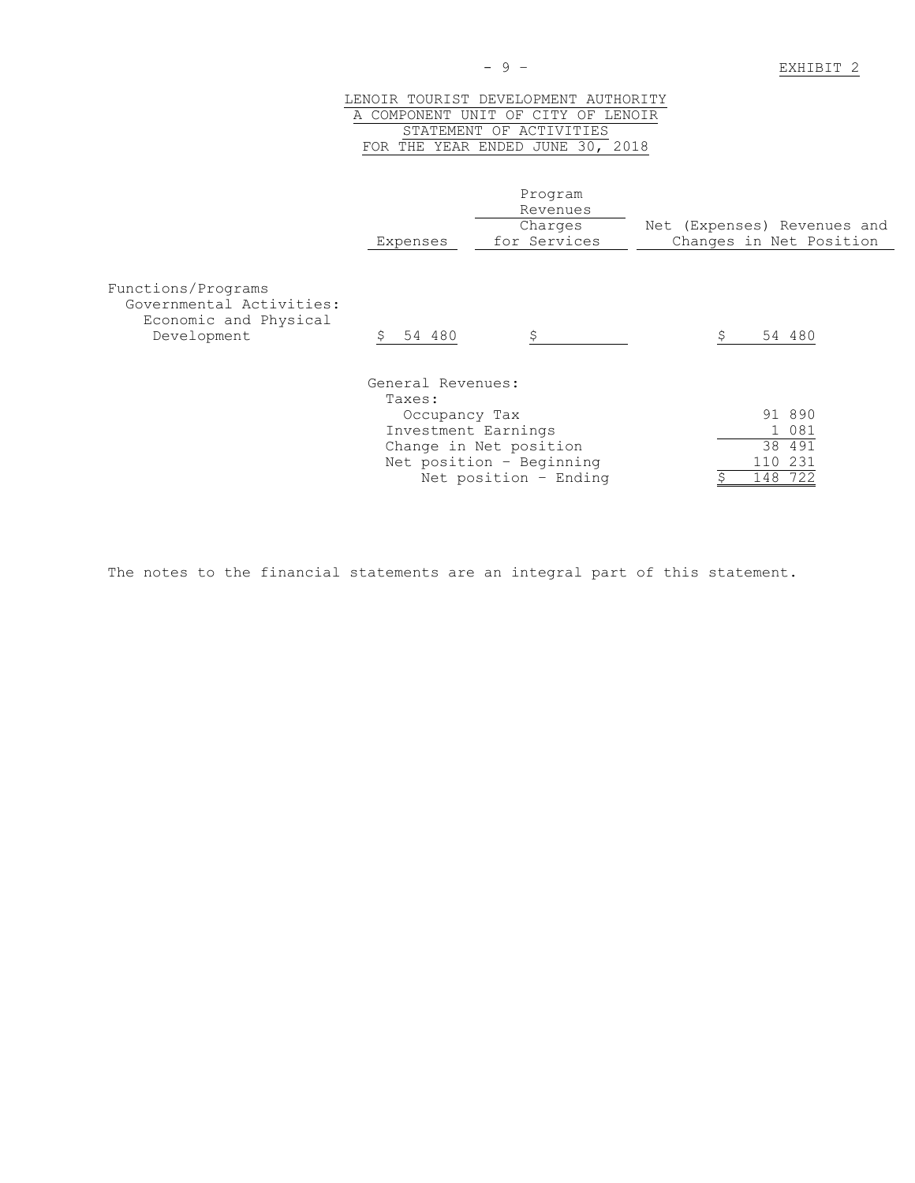EXHIBIT 2

# LENOIR TOURIST DEVELOPMENT AUTHORITY
## A COMPONENT UNIT OF CITY OF LENOIR
## STATEMENT OF ACTIVITIES
## FOR THE YEAR ENDED JUNE 30, 2018

| | Expenses | Program Revenues Charges for Services | Net (Expenses) Revenues and Changes in Net Position |
|---|---|---|---|
| Functions/Programs | | | |
| Governmental Activities: | | | |
| Economic and Physical Development | $ 54 480 | $ | $ 54 480 |
| General Revenues: | | | |
| Taxes: | | | |
| Occupancy Tax | | | 91 890 |
| Investment Earnings | | | 1 081 |
| Change in Net position | | | 38 491 |
| Net position - Beginning | | | 110 231 |
| Net position - Ending | | | $ 148 722 |

The notes to the financial statements are an integral part of this statement.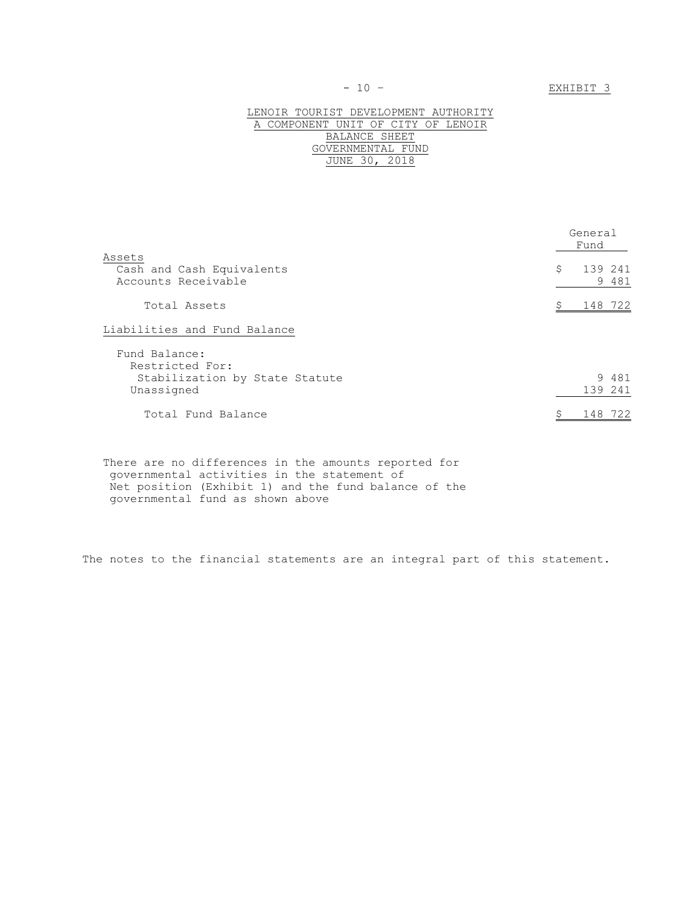EXHIBIT 3

# LENOIR TOURIST DEVELOPMENT AUTHORITY
## A COMPONENT UNIT OF CITY OF LENOIR
## BALANCE SHEET
## GOVERNMENTAL FUND
## JUNE 30, 2018

| | General Fund |
|---|---|
| **Assets** | |
| Cash and Cash Equivalents | $ 139 241 |
| Accounts Receivable | 9 481 |
| Total Assets | $ 148 722 |
| **Liabilities and Fund Balance** | |
| Fund Balance: | |
| Restricted For: | |
| Stabilization by State Statute | 9 481 |
| Unassigned | 139 241 |
| Total Fund Balance | $ 148 722 |

There are no differences in the amounts reported for governmental activities in the statement of Net position (Exhibit 1) and the fund balance of the governmental fund as shown above

The notes to the financial statements are an integral part of this statement.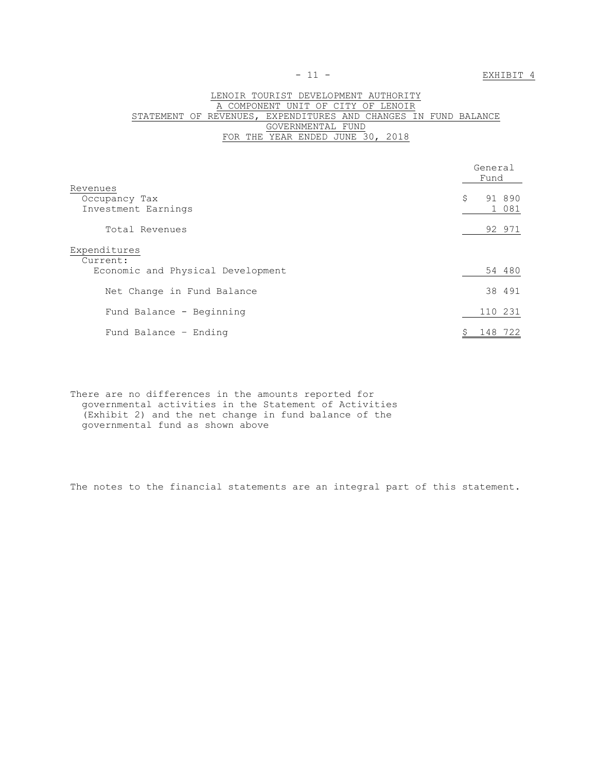EXHIBIT 4

# LENOIR TOURIST DEVELOPMENT AUTHORITY
## A COMPONENT UNIT OF CITY OF LENOIR
## STATEMENT OF REVENUES, EXPENDITURES AND CHANGES IN FUND BALANCE
## GOVERNMENTAL FUND
## FOR THE YEAR ENDED JUNE 30, 2018

| | General Fund |
|---|---|
| Revenues | |
| Occupancy Tax | $ 91 890 |
| Investment Earnings | 1 081 |
| Total Revenues | 92 971 |
| Expenditures | |
| Current: | |
| Economic and Physical Development | 54 480 |
| Net Change in Fund Balance | 38 491 |
| Fund Balance - Beginning | 110 231 |
| Fund Balance – Ending | $ 148 722 |

There are no differences in the amounts reported for governmental activities in the Statement of Activities (Exhibit 2) and the net change in fund balance of the governmental fund as shown above

The notes to the financial statements are an integral part of this statement.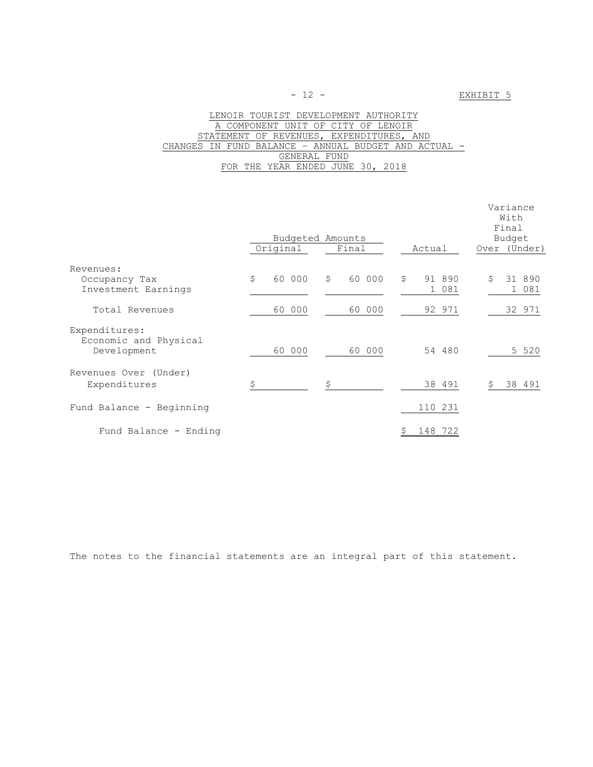EXHIBIT 5

# LENOIR TOURIST DEVELOPMENT AUTHORITY
## A COMPONENT UNIT OF CITY OF LENOIR
## STATEMENT OF REVENUES, EXPENDITURES, AND CHANGES IN FUND BALANCE – ANNUAL BUDGET AND ACTUAL - GENERAL FUND
## FOR THE YEAR ENDED JUNE 30, 2018

| | Budgeted Amounts | | | Variance With Final Budget |
|---|---|---|---|---|
| | Original | Final | Actual | Over (Under) |
| Revenues: | | | | |
| Occupancy Tax | $ 60 000 | $ 60 000 | $ 91 890 | $ 31 890 |
| Investment Earnings | | | 1 081 | 1 081 |
| Total Revenues | 60 000 | 60 000 | 92 971 | 32 971 |
| Expenditures: | | | | |
| Economic and Physical Development | 60 000 | 60 000 | 54 480 | 5 520 |
| Revenues Over (Under) Expenditures | $ | $ | 38 491 | $ 38 491 |
| Fund Balance - Beginning | | | 110 231 | |
| Fund Balance - Ending | | | $ 148 722 | |

The notes to the financial statements are an integral part of this statement.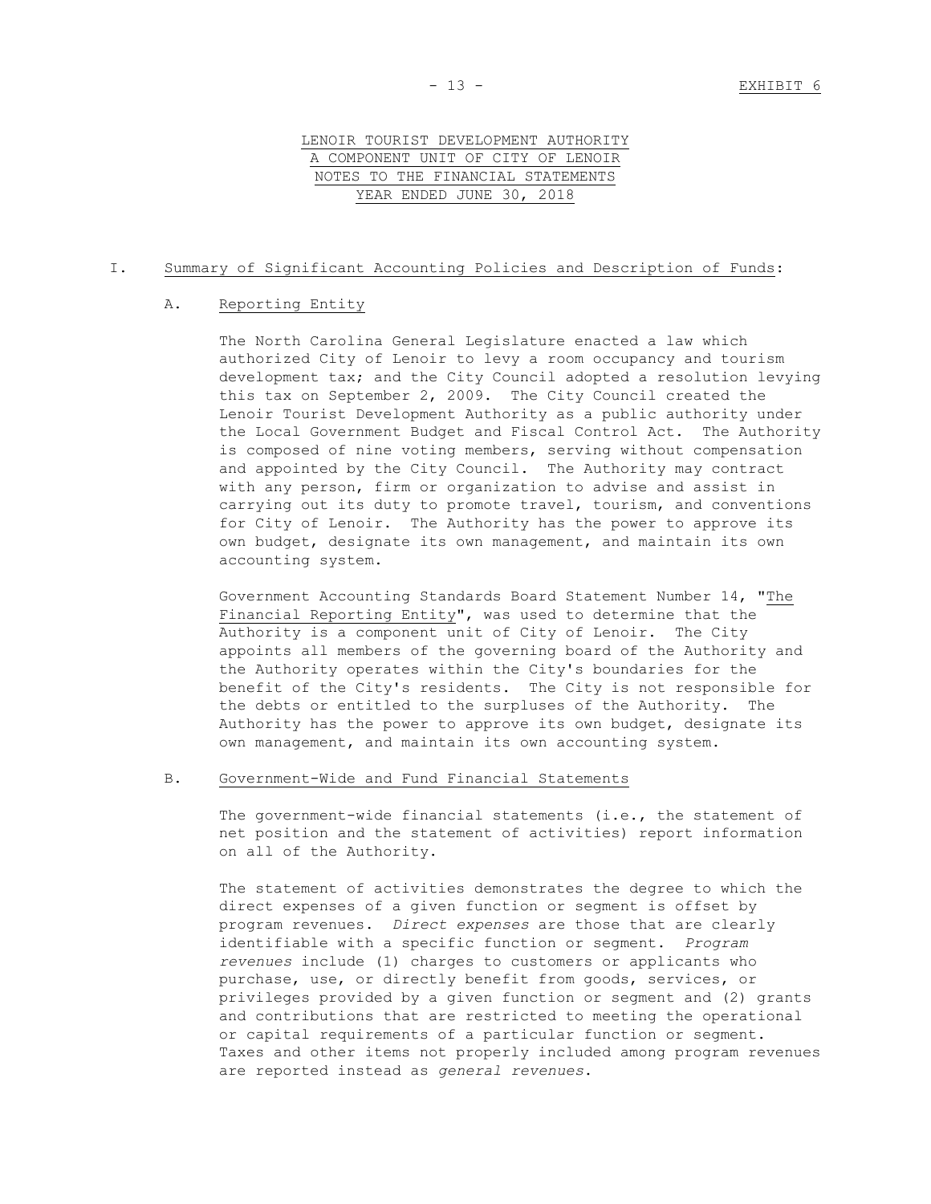LENOIR TOURIST DEVELOPMENT AUTHORITY
A COMPONENT UNIT OF CITY OF LENOIR
NOTES TO THE FINANCIAL STATEMENTS
YEAR ENDED JUNE 30, 2018

## I. Summary of Significant Accounting Policies and Description of Funds:

### A. Reporting Entity

The North Carolina General Legislature enacted a law which authorized City of Lenoir to levy a room occupancy and tourism development tax; and the City Council adopted a resolution levying this tax on September 2, 2009. The City Council created the Lenoir Tourist Development Authority as a public authority under the Local Government Budget and Fiscal Control Act. The Authority is composed of nine voting members, serving without compensation and appointed by the City Council. The Authority may contract with any person, firm or organization to advise and assist in carrying out its duty to promote travel, tourism, and conventions for City of Lenoir. The Authority has the power to approve its own budget, designate its own management, and maintain its own accounting system.

Government Accounting Standards Board Statement Number 14, "The Financial Reporting Entity", was used to determine that the Authority is a component unit of City of Lenoir. The City appoints all members of the governing board of the Authority and the Authority operates within the City's boundaries for the benefit of the City's residents. The City is not responsible for the debts or entitled to the surpluses of the Authority. The Authority has the power to approve its own budget, designate its own management, and maintain its own accounting system.

### B. Government-Wide and Fund Financial Statements

The government-wide financial statements (i.e., the statement of net position and the statement of activities) report information on all of the Authority.

The statement of activities demonstrates the degree to which the direct expenses of a given function or segment is offset by program revenues. *Direct expenses* are those that are clearly identifiable with a specific function or segment. *Program revenues* include (1) charges to customers or applicants who purchase, use, or directly benefit from goods, services, or privileges provided by a given function or segment and (2) grants and contributions that are restricted to meeting the operational or capital requirements of a particular function or segment. Taxes and other items not properly included among program revenues are reported instead as *general revenues*.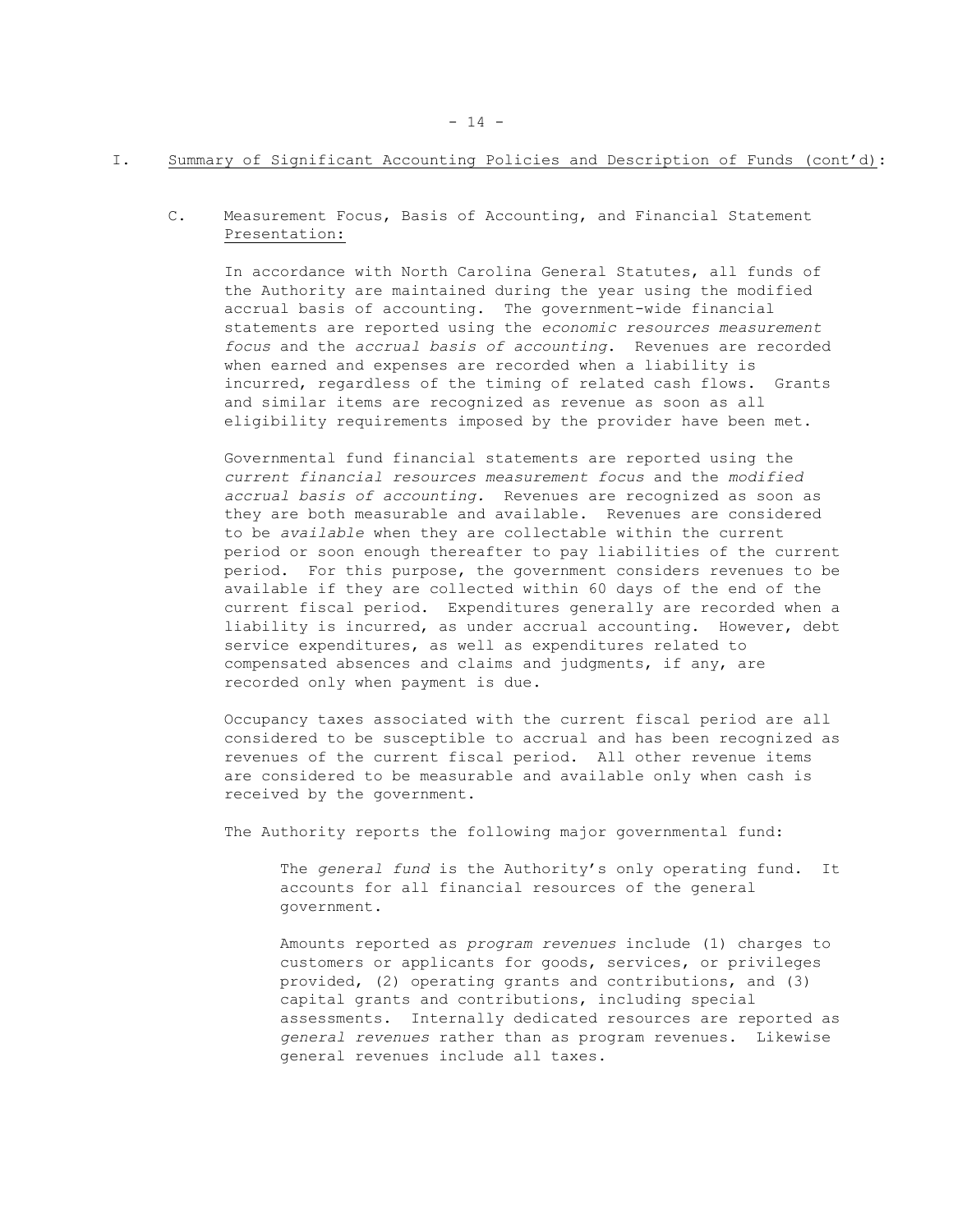## I. Summary of Significant Accounting Policies and Description of Funds (cont'd):

### C. Measurement Focus, Basis of Accounting, and Financial Statement Presentation:

In accordance with North Carolina General Statutes, all funds of the Authority are maintained during the year using the modified accrual basis of accounting. The government-wide financial statements are reported using the *economic resources measurement focus* and the *accrual basis of accounting*. Revenues are recorded when earned and expenses are recorded when a liability is incurred, regardless of the timing of related cash flows. Grants and similar items are recognized as revenue as soon as all eligibility requirements imposed by the provider have been met.

Governmental fund financial statements are reported using the *current financial resources measurement focus* and the *modified accrual basis of accounting.* Revenues are recognized as soon as they are both measurable and available. Revenues are considered to be *available* when they are collectable within the current period or soon enough thereafter to pay liabilities of the current period. For this purpose, the government considers revenues to be available if they are collected within 60 days of the end of the current fiscal period. Expenditures generally are recorded when a liability is incurred, as under accrual accounting. However, debt service expenditures, as well as expenditures related to compensated absences and claims and judgments, if any, are recorded only when payment is due.

Occupancy taxes associated with the current fiscal period are all considered to be susceptible to accrual and has been recognized as revenues of the current fiscal period. All other revenue items are considered to be measurable and available only when cash is received by the government.

The Authority reports the following major governmental fund:

The *general fund* is the Authority's only operating fund. It accounts for all financial resources of the general government.

Amounts reported as *program revenues* include (1) charges to customers or applicants for goods, services, or privileges provided, (2) operating grants and contributions, and (3) capital grants and contributions, including special assessments. Internally dedicated resources are reported as *general revenues* rather than as program revenues. Likewise general revenues include all taxes.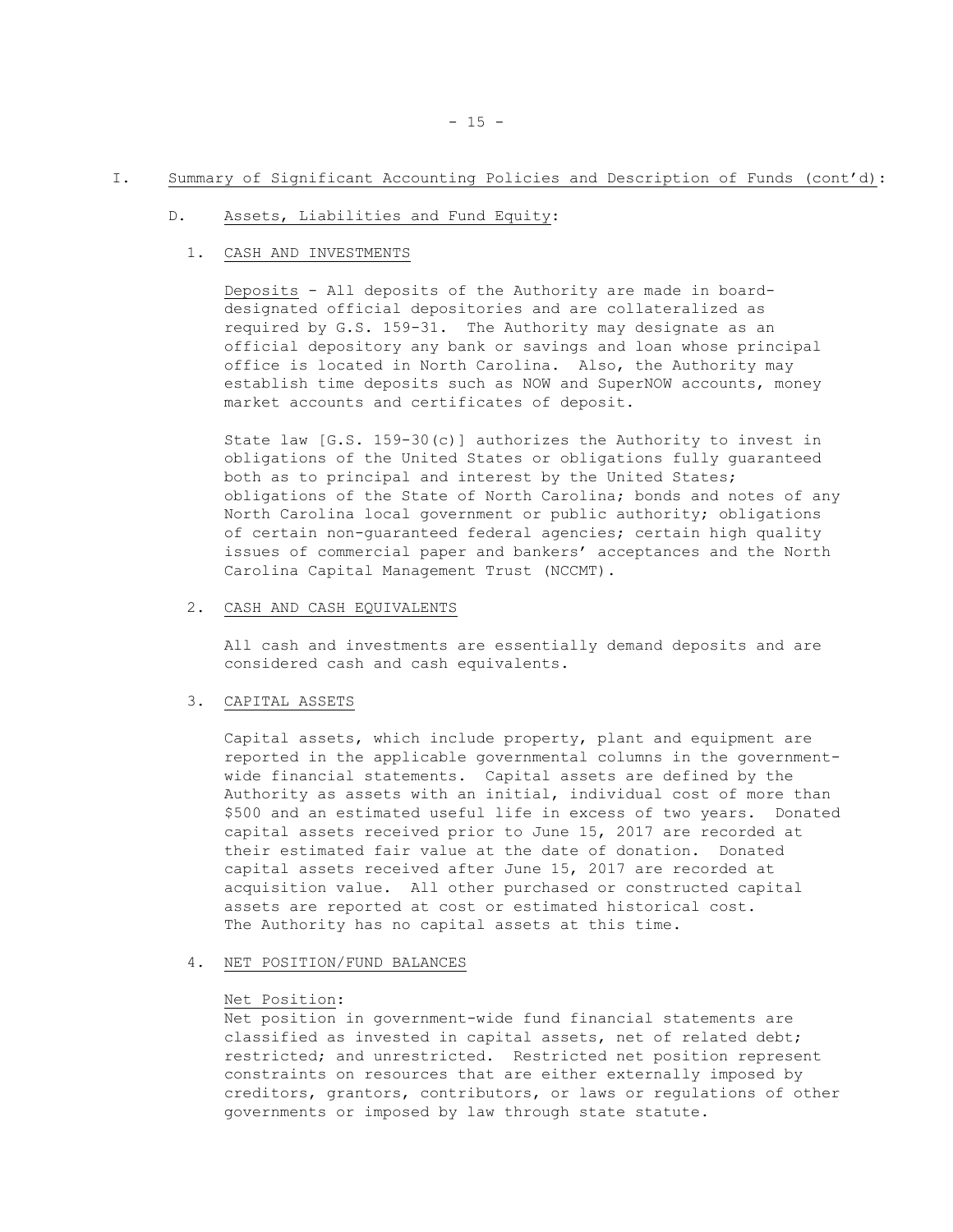## I. Summary of Significant Accounting Policies and Description of Funds (cont'd):

### D. Assets, Liabilities and Fund Equity:

#### 1. CASH AND INVESTMENTS

Deposits - All deposits of the Authority are made in board-designated official depositories and are collateralized as required by G.S. 159-31. The Authority may designate as an official depository any bank or savings and loan whose principal office is located in North Carolina. Also, the Authority may establish time deposits such as NOW and SuperNOW accounts, money market accounts and certificates of deposit.

State law [G.S. 159-30(c)] authorizes the Authority to invest in obligations of the United States or obligations fully guaranteed both as to principal and interest by the United States; obligations of the State of North Carolina; bonds and notes of any North Carolina local government or public authority; obligations of certain non-guaranteed federal agencies; certain high quality issues of commercial paper and bankers' acceptances and the North Carolina Capital Management Trust (NCCMT).

#### 2. CASH AND CASH EQUIVALENTS

All cash and investments are essentially demand deposits and are considered cash and cash equivalents.

#### 3. CAPITAL ASSETS

Capital assets, which include property, plant and equipment are reported in the applicable governmental columns in the government-wide financial statements. Capital assets are defined by the Authority as assets with an initial, individual cost of more than $500 and an estimated useful life in excess of two years. Donated capital assets received prior to June 15, 2017 are recorded at their estimated fair value at the date of donation. Donated capital assets received after June 15, 2017 are recorded at acquisition value. All other purchased or constructed capital assets are reported at cost or estimated historical cost. The Authority has no capital assets at this time.

#### 4. NET POSITION/FUND BALANCES

Net Position:
Net position in government-wide fund financial statements are classified as invested in capital assets, net of related debt; restricted; and unrestricted. Restricted net position represent constraints on resources that are either externally imposed by creditors, grantors, contributors, or laws or regulations of other governments or imposed by law through state statute.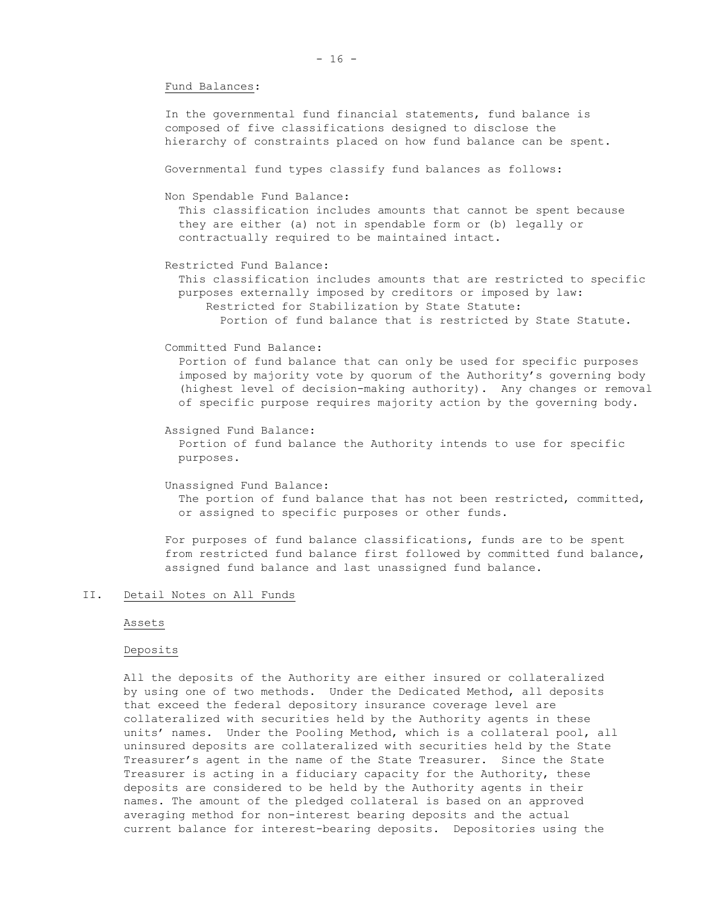Fund Balances:

In the governmental fund financial statements, fund balance is composed of five classifications designed to disclose the hierarchy of constraints placed on how fund balance can be spent.

Governmental fund types classify fund balances as follows:

Non Spendable Fund Balance:
This classification includes amounts that cannot be spent because they are either (a) not in spendable form or (b) legally or contractually required to be maintained intact.

Restricted Fund Balance:
This classification includes amounts that are restricted to specific purposes externally imposed by creditors or imposed by law:
Restricted for Stabilization by State Statute:
Portion of fund balance that is restricted by State Statute.

Committed Fund Balance:
Portion of fund balance that can only be used for specific purposes imposed by majority vote by quorum of the Authority's governing body (highest level of decision-making authority). Any changes or removal of specific purpose requires majority action by the governing body.

Assigned Fund Balance:
Portion of fund balance the Authority intends to use for specific purposes.

Unassigned Fund Balance:
The portion of fund balance that has not been restricted, committed, or assigned to specific purposes or other funds.

For purposes of fund balance classifications, funds are to be spent from restricted fund balance first followed by committed fund balance, assigned fund balance and last unassigned fund balance.

## II. Detail Notes on All Funds

### Assets

#### Deposits

All the deposits of the Authority are either insured or collateralized by using one of two methods. Under the Dedicated Method, all deposits that exceed the federal depository insurance coverage level are collateralized with securities held by the Authority agents in these units' names. Under the Pooling Method, which is a collateral pool, all uninsured deposits are collateralized with securities held by the State Treasurer's agent in the name of the State Treasurer. Since the State Treasurer is acting in a fiduciary capacity for the Authority, these deposits are considered to be held by the Authority agents in their names. The amount of the pledged collateral is based on an approved averaging method for non-interest bearing deposits and the actual current balance for interest-bearing deposits. Depositories using the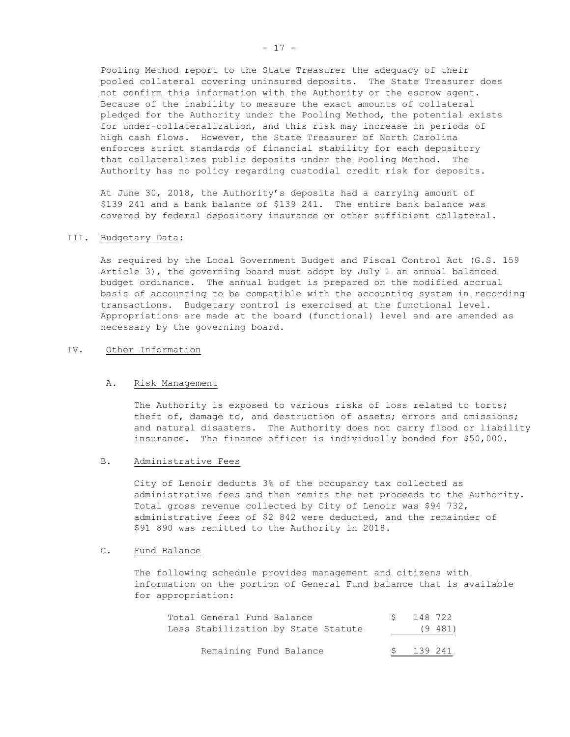Pooling Method report to the State Treasurer the adequacy of their pooled collateral covering uninsured deposits. The State Treasurer does not confirm this information with the Authority or the escrow agent. Because of the inability to measure the exact amounts of collateral pledged for the Authority under the Pooling Method, the potential exists for under-collateralization, and this risk may increase in periods of high cash flows. However, the State Treasurer of North Carolina enforces strict standards of financial stability for each depository that collateralizes public deposits under the Pooling Method. The Authority has no policy regarding custodial credit risk for deposits.

At June 30, 2018, the Authority's deposits had a carrying amount of \$139 241 and a bank balance of \$139 241. The entire bank balance was covered by federal depository insurance or other sufficient collateral.

## III. Budgetary Data:

As required by the Local Government Budget and Fiscal Control Act (G.S. 159 Article 3), the governing board must adopt by July 1 an annual balanced budget ordinance. The annual budget is prepared on the modified accrual basis of accounting to be compatible with the accounting system in recording transactions. Budgetary control is exercised at the functional level. Appropriations are made at the board (functional) level and are amended as necessary by the governing board.

## IV. Other Information

### A. Risk Management

The Authority is exposed to various risks of loss related to torts; theft of, damage to, and destruction of assets; errors and omissions; and natural disasters. The Authority does not carry flood or liability insurance. The finance officer is individually bonded for \$50,000.

### B. Administrative Fees

City of Lenoir deducts 3% of the occupancy tax collected as administrative fees and then remits the net proceeds to the Authority. Total gross revenue collected by City of Lenoir was \$94 732, administrative fees of \$2 842 were deducted, and the remainder of \$91 890 was remitted to the Authority in 2018.

### C. Fund Balance

The following schedule provides management and citizens with information on the portion of General Fund balance that is available for appropriation:

| | |
|---|---|
| Total General Fund Balance | \$ 148 722 |
| Less Stabilization by State Statute | (9 481) |
| Remaining Fund Balance | \$ 139 241 |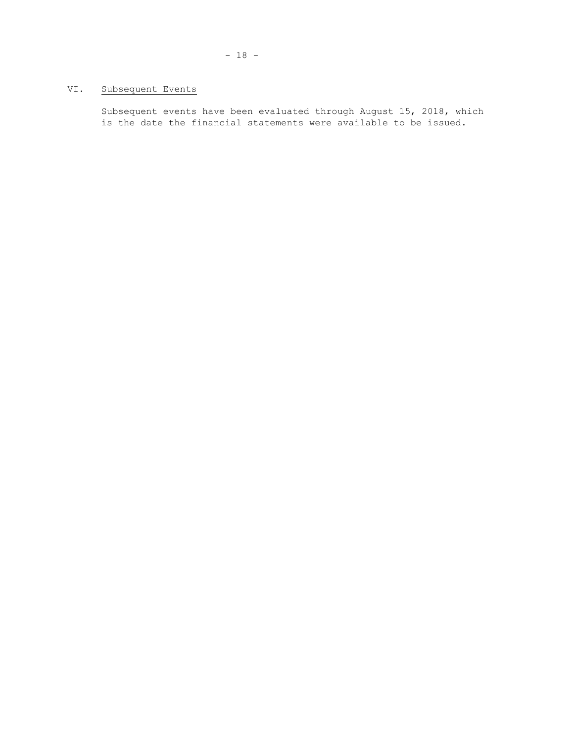## VI. Subsequent Events

Subsequent events have been evaluated through August 15, 2018, which is the date the financial statements were available to be issued.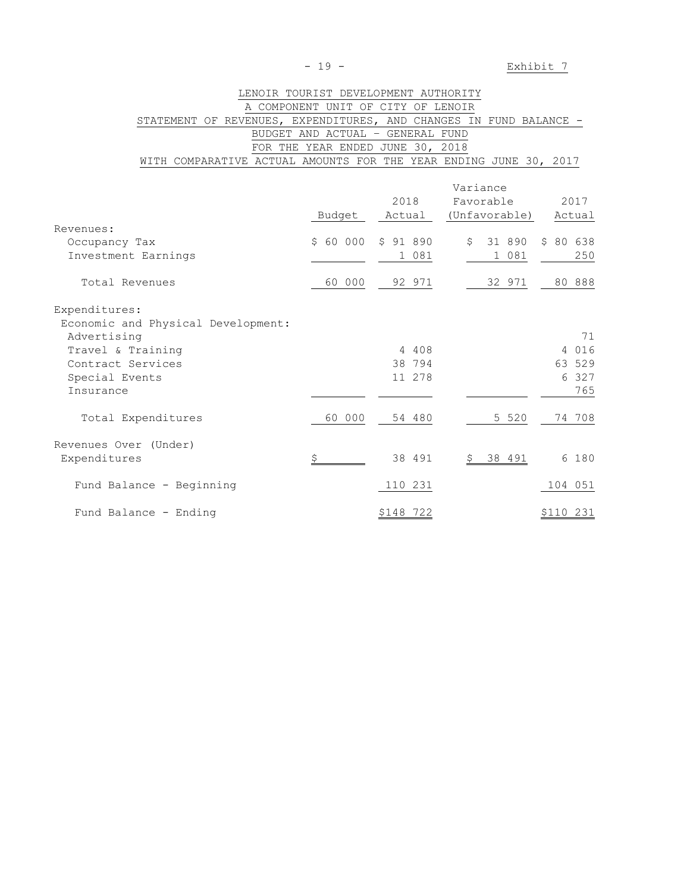Exhibit 7

LENOIR TOURIST DEVELOPMENT AUTHORITY
A COMPONENT UNIT OF CITY OF LENOIR
STATEMENT OF REVENUES, EXPENDITURES, AND CHANGES IN FUND BALANCE -
BUDGET AND ACTUAL – GENERAL FUND
FOR THE YEAR ENDED JUNE 30, 2018
WITH COMPARATIVE ACTUAL AMOUNTS FOR THE YEAR ENDING JUNE 30, 2017

| | Budget | 2018 Actual | Variance Favorable (Unfavorable) | 2017 Actual |
|---|---|---|---|---|
| Revenues: | | | | |
| Occupancy Tax | $ 60 000 | $ 91 890 | $ 31 890 | $ 80 638 |
| Investment Earnings | | 1 081 | 1 081 | 250 |
| Total Revenues | 60 000 | 92 971 | 32 971 | 80 888 |
| Expenditures: | | | | |
| Economic and Physical Development: | | | | |
| Advertising | | | | 71 |
| Travel & Training | | 4 408 | | 4 016 |
| Contract Services | | 38 794 | | 63 529 |
| Special Events | | 11 278 | | 6 327 |
| Insurance | | | | 765 |
| Total Expenditures | 60 000 | 54 480 | 5 520 | 74 708 |
| Revenues Over (Under) Expenditures | $ | 38 491 | $ 38 491 | 6 180 |
| Fund Balance - Beginning | | 110 231 | | 104 051 |
| Fund Balance - Ending | | $148 722 | | $110 231 |